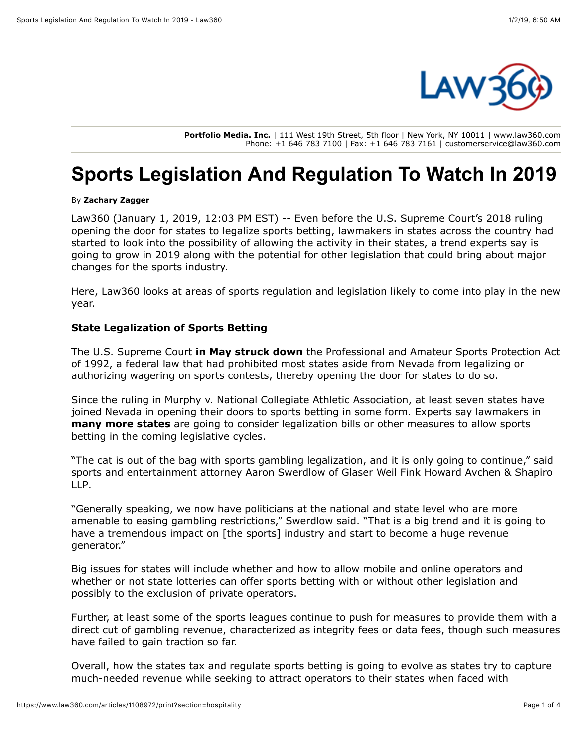**Portfolio Media. Inc.** | 111 West 19th Street, 5th floor | New York, NY 10011 | www.law360.com
Phone: +1 646 783 7100 | Fax: +1 646 783 7161 | customerservice@law360.com

# Sports Legislation And Regulation To Watch In 2019

By **Zachary Zagger**

Law360 (January 1, 2019, 12:03 PM EST) -- Even before the U.S. Supreme Court's 2018 ruling opening the door for states to legalize sports betting, lawmakers in states across the country had started to look into the possibility of allowing the activity in their states, a trend experts say is going to grow in 2019 along with the potential for other legislation that could bring about major changes for the sports industry.

Here, Law360 looks at areas of sports regulation and legislation likely to come into play in the new year.

### State Legalization of Sports Betting

The U.S. Supreme Court **in May struck down** the Professional and Amateur Sports Protection Act of 1992, a federal law that had prohibited most states aside from Nevada from legalizing or authorizing wagering on sports contests, thereby opening the door for states to do so.

Since the ruling in Murphy v. National Collegiate Athletic Association, at least seven states have joined Nevada in opening their doors to sports betting in some form. Experts say lawmakers in **many more states** are going to consider legalization bills or other measures to allow sports betting in the coming legislative cycles.

"The cat is out of the bag with sports gambling legalization, and it is only going to continue," said sports and entertainment attorney Aaron Swerdlow of Glaser Weil Fink Howard Avchen & Shapiro LLP.

"Generally speaking, we now have politicians at the national and state level who are more amenable to easing gambling restrictions," Swerdlow said. "That is a big trend and it is going to have a tremendous impact on [the sports] industry and start to become a huge revenue generator."

Big issues for states will include whether and how to allow mobile and online operators and whether or not state lotteries can offer sports betting with or without other legislation and possibly to the exclusion of private operators.

Further, at least some of the sports leagues continue to push for measures to provide them with a direct cut of gambling revenue, characterized as integrity fees or data fees, though such measures have failed to gain traction so far.

Overall, how the states tax and regulate sports betting is going to evolve as states try to capture much-needed revenue while seeking to attract operators to their states when faced with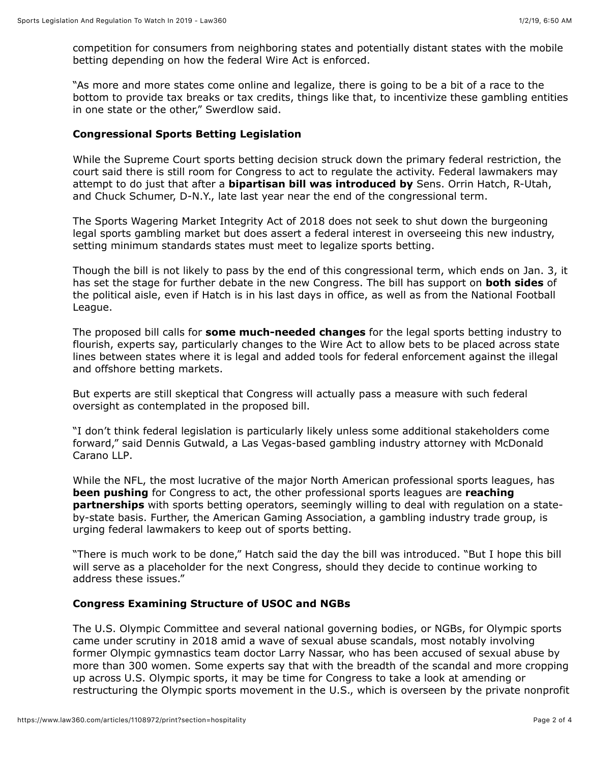competition for consumers from neighboring states and potentially distant states with the mobile betting depending on how the federal Wire Act is enforced.

“As more and more states come online and legalize, there is going to be a bit of a race to the bottom to provide tax breaks or tax credits, things like that, to incentivize these gambling entities in one state or the other,” Swerdlow said.

**Congressional Sports Betting Legislation**

While the Supreme Court sports betting decision struck down the primary federal restriction, the court said there is still room for Congress to act to regulate the activity. Federal lawmakers may attempt to do just that after a **bipartisan bill was introduced by** Sens. Orrin Hatch, R-Utah, and Chuck Schumer, D-N.Y., late last year near the end of the congressional term.

The Sports Wagering Market Integrity Act of 2018 does not seek to shut down the burgeoning legal sports gambling market but does assert a federal interest in overseeing this new industry, setting minimum standards states must meet to legalize sports betting.

Though the bill is not likely to pass by the end of this congressional term, which ends on Jan. 3, it has set the stage for further debate in the new Congress. The bill has support on **both sides** of the political aisle, even if Hatch is in his last days in office, as well as from the National Football League.

The proposed bill calls for **some much-needed changes** for the legal sports betting industry to flourish, experts say, particularly changes to the Wire Act to allow bets to be placed across state lines between states where it is legal and added tools for federal enforcement against the illegal and offshore betting markets.

But experts are still skeptical that Congress will actually pass a measure with such federal oversight as contemplated in the proposed bill.

“I don’t think federal legislation is particularly likely unless some additional stakeholders come forward,” said Dennis Gutwald, a Las Vegas-based gambling industry attorney with McDonald Carano LLP.

While the NFL, the most lucrative of the major North American professional sports leagues, has **been pushing** for Congress to act, the other professional sports leagues are **reaching partnerships** with sports betting operators, seemingly willing to deal with regulation on a state-by-state basis. Further, the American Gaming Association, a gambling industry trade group, is urging federal lawmakers to keep out of sports betting.

“There is much work to be done,” Hatch said the day the bill was introduced. “But I hope this bill will serve as a placeholder for the next Congress, should they decide to continue working to address these issues.”

**Congress Examining Structure of USOC and NGBs**

The U.S. Olympic Committee and several national governing bodies, or NGBs, for Olympic sports came under scrutiny in 2018 amid a wave of sexual abuse scandals, most notably involving former Olympic gymnastics team doctor Larry Nassar, who has been accused of sexual abuse by more than 300 women. Some experts say that with the breadth of the scandal and more cropping up across U.S. Olympic sports, it may be time for Congress to take a look at amending or restructuring the Olympic sports movement in the U.S., which is overseen by the private nonprofit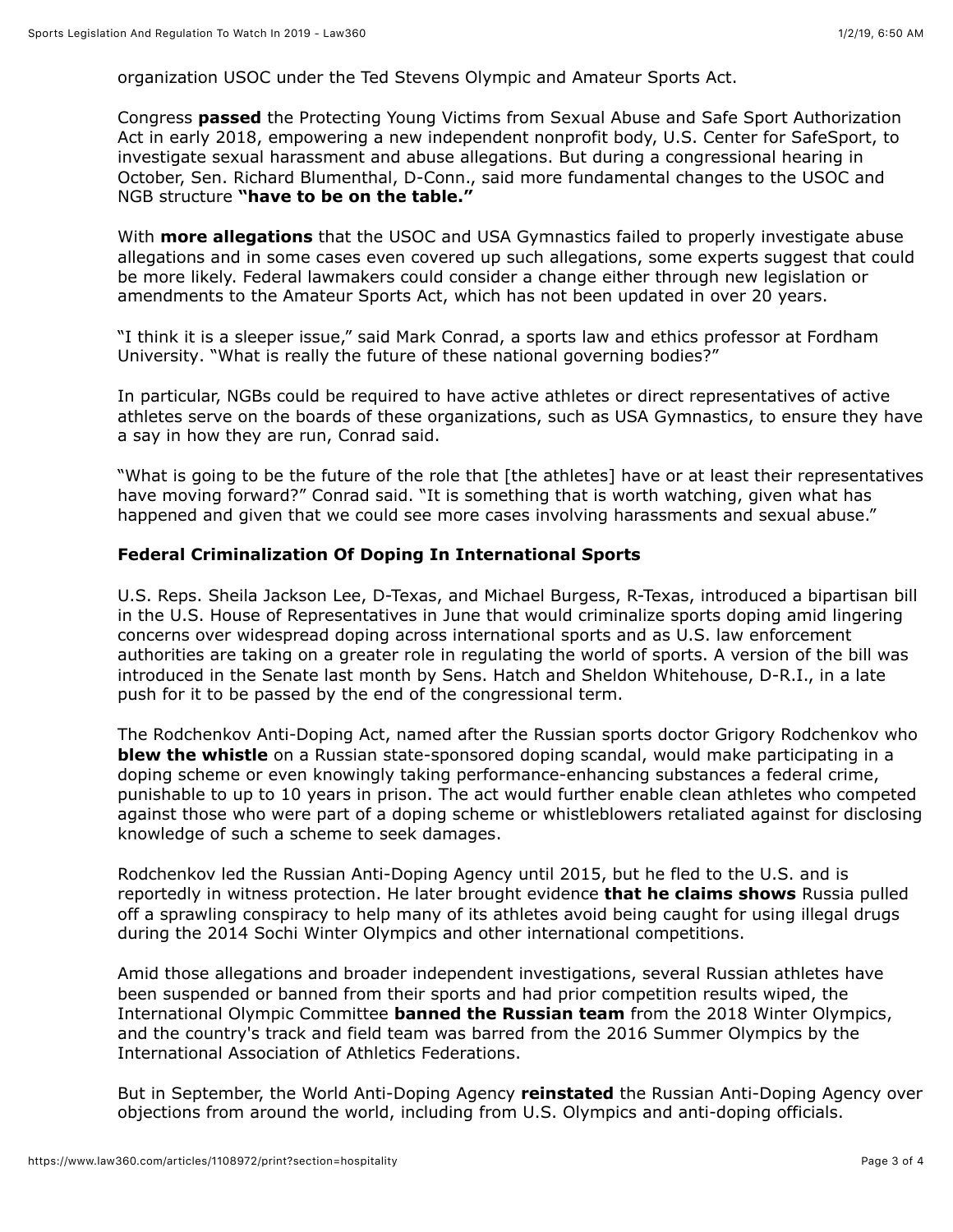organization USOC under the Ted Stevens Olympic and Amateur Sports Act.

Congress **passed** the Protecting Young Victims from Sexual Abuse and Safe Sport Authorization Act in early 2018, empowering a new independent nonprofit body, U.S. Center for SafeSport, to investigate sexual harassment and abuse allegations. But during a congressional hearing in October, Sen. Richard Blumenthal, D-Conn., said more fundamental changes to the USOC and NGB structure **"have to be on the table."**

With **more allegations** that the USOC and USA Gymnastics failed to properly investigate abuse allegations and in some cases even covered up such allegations, some experts suggest that could be more likely. Federal lawmakers could consider a change either through new legislation or amendments to the Amateur Sports Act, which has not been updated in over 20 years.

"I think it is a sleeper issue," said Mark Conrad, a sports law and ethics professor at Fordham University. "What is really the future of these national governing bodies?"

In particular, NGBs could be required to have active athletes or direct representatives of active athletes serve on the boards of these organizations, such as USA Gymnastics, to ensure they have a say in how they are run, Conrad said.

"What is going to be the future of the role that [the athletes] have or at least their representatives have moving forward?" Conrad said. "It is something that is worth watching, given what has happened and given that we could see more cases involving harassments and sexual abuse."

### Federal Criminalization Of Doping In International Sports

U.S. Reps. Sheila Jackson Lee, D-Texas, and Michael Burgess, R-Texas, introduced a bipartisan bill in the U.S. House of Representatives in June that would criminalize sports doping amid lingering concerns over widespread doping across international sports and as U.S. law enforcement authorities are taking on a greater role in regulating the world of sports. A version of the bill was introduced in the Senate last month by Sens. Hatch and Sheldon Whitehouse, D-R.I., in a late push for it to be passed by the end of the congressional term.

The Rodchenkov Anti-Doping Act, named after the Russian sports doctor Grigory Rodchenkov who **blew the whistle** on a Russian state-sponsored doping scandal, would make participating in a doping scheme or even knowingly taking performance-enhancing substances a federal crime, punishable to up to 10 years in prison. The act would further enable clean athletes who competed against those who were part of a doping scheme or whistleblowers retaliated against for disclosing knowledge of such a scheme to seek damages.

Rodchenkov led the Russian Anti-Doping Agency until 2015, but he fled to the U.S. and is reportedly in witness protection. He later brought evidence **that he claims shows** Russia pulled off a sprawling conspiracy to help many of its athletes avoid being caught for using illegal drugs during the 2014 Sochi Winter Olympics and other international competitions.

Amid those allegations and broader independent investigations, several Russian athletes have been suspended or banned from their sports and had prior competition results wiped, the International Olympic Committee **banned the Russian team** from the 2018 Winter Olympics, and the country's track and field team was barred from the 2016 Summer Olympics by the International Association of Athletics Federations.

But in September, the World Anti-Doping Agency **reinstated** the Russian Anti-Doping Agency over objections from around the world, including from U.S. Olympics and anti-doping officials.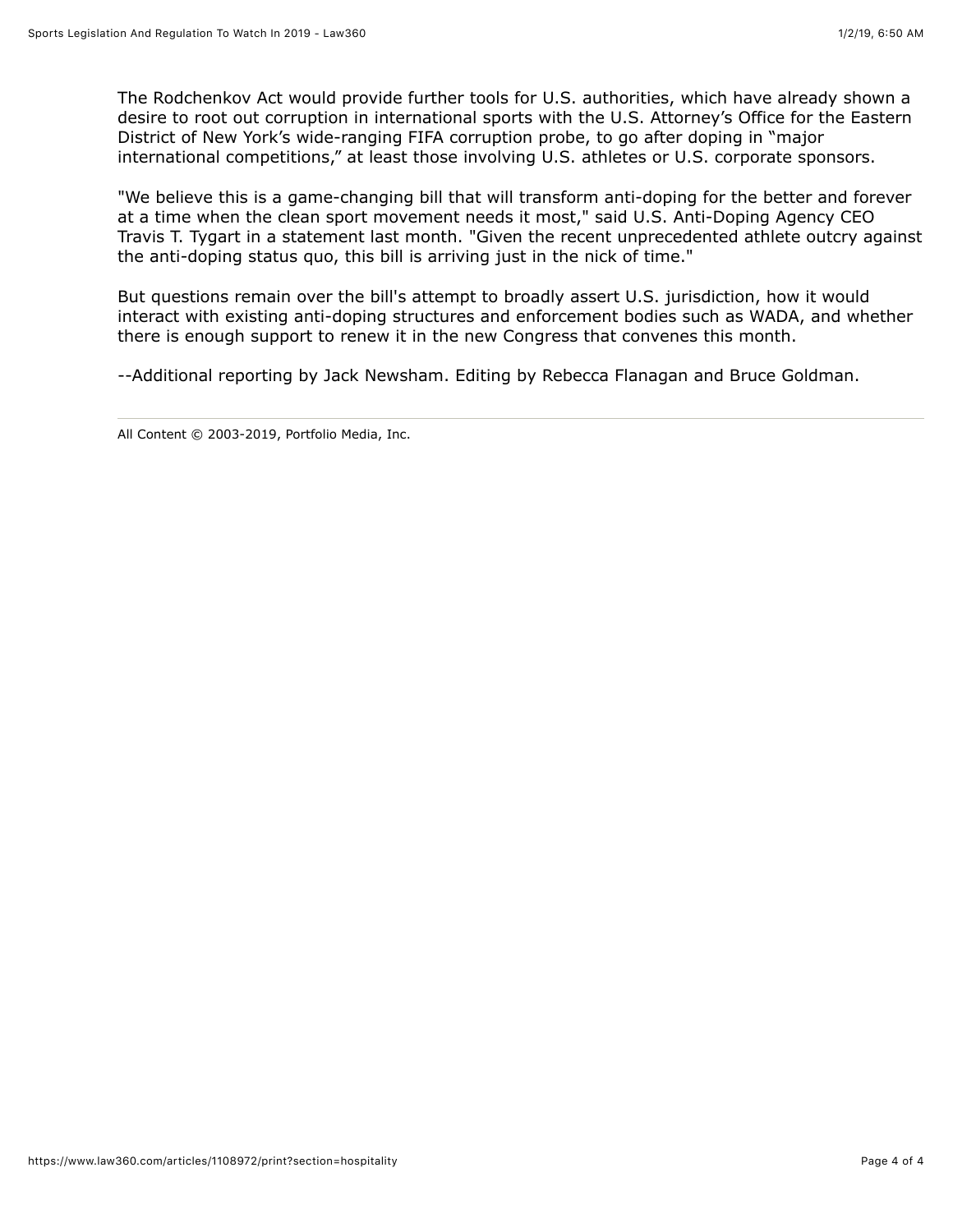The Rodchenkov Act would provide further tools for U.S. authorities, which have already shown a desire to root out corruption in international sports with the U.S. Attorney's Office for the Eastern District of New York's wide-ranging FIFA corruption probe, to go after doping in "major international competitions," at least those involving U.S. athletes or U.S. corporate sponsors.

"We believe this is a game-changing bill that will transform anti-doping for the better and forever at a time when the clean sport movement needs it most," said U.S. Anti-Doping Agency CEO Travis T. Tygart in a statement last month. "Given the recent unprecedented athlete outcry against the anti-doping status quo, this bill is arriving just in the nick of time."

But questions remain over the bill's attempt to broadly assert U.S. jurisdiction, how it would interact with existing anti-doping structures and enforcement bodies such as WADA, and whether there is enough support to renew it in the new Congress that convenes this month.

--Additional reporting by Jack Newsham. Editing by Rebecca Flanagan and Bruce Goldman.

---

All Content © 2003-2019, Portfolio Media, Inc.